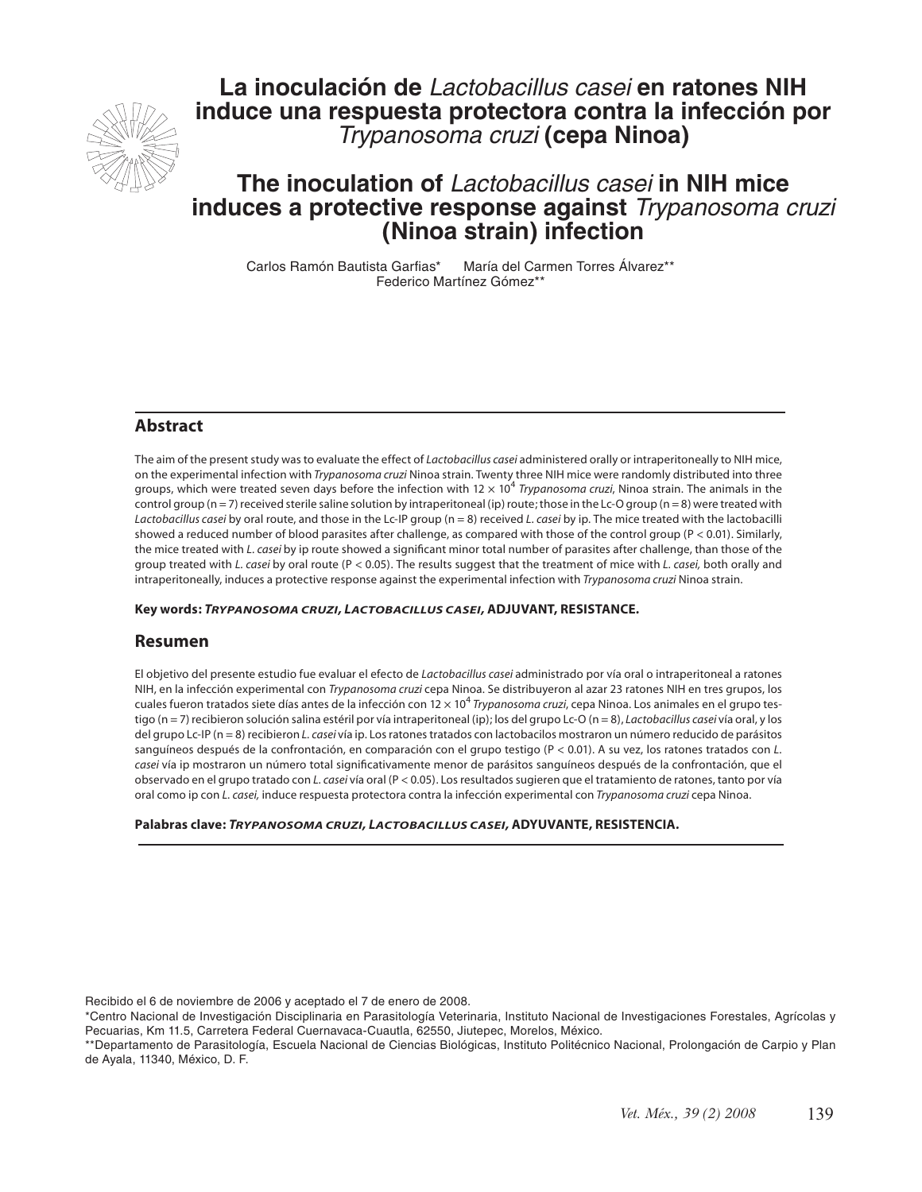# La inoculación de *Lactobacillus casei* en ratones NIH induce una respuesta protectora contra la infección por *Trypanosoma cruzi* (cepa Ninoa)

# The inoculation of *Lactobacillus casei* in NIH mice induces a protective response against *Trypanosoma cruzi* (Ninoa strain) infection

Carlos Ramón Bautista Garfias* María del Carmen Torres Álvarez** Federico Martínez Gómez**

## Abstract

The aim of the present study was to evaluate the effect of *Lactobacillus casei* administered orally or intraperitoneally to NIH mice, on the experimental infection with *Trypanosoma cruzi* Ninoa strain. Twenty three NIH mice were randomly distributed into three groups, which were treated seven days before the infection with $12 \times 10^4$ *Trypanosoma cruzi*, Ninoa strain. The animals in the control group (n = 7) received sterile saline solution by intraperitoneal (ip) route; those in the Lc-O group (n = 8) were treated with *Lactobacillus casei* by oral route, and those in the Lc-IP group (n = 8) received *L. casei* by ip. The mice treated with the lactobacilli showed a reduced number of blood parasites after challenge, as compared with those of the control group ($P < 0.01$). Similarly, the mice treated with *L. casei* by ip route showed a significant minor total number of parasites after challenge, than those of the group treated with *L. casei* by oral route ($P < 0.05$). The results suggest that the treatment of mice with *L. casei,* both orally and intraperitoneally, induces a protective response against the experimental infection with *Trypanosoma cruzi* Ninoa strain.

**Key words: *TRYPANOSOMA CRUZI*, *LACTOBACILLUS CASEI*, ADJUVANT, RESISTANCE.**

## Resumen

El objetivo del presente estudio fue evaluar el efecto de *Lactobacillus casei* administrado por vía oral o intraperitoneal a ratones NIH, en la infección experimental con *Trypanosoma cruzi* cepa Ninoa. Se distribuyeron al azar 23 ratones NIH en tres grupos, los cuales fueron tratados siete días antes de la infección con $12 \times 10^4$ *Trypanosoma cruzi*, cepa Ninoa. Los animales en el grupo testigo (n = 7) recibieron solución salina estéril por vía intraperitoneal (ip); los del grupo Lc-O (n = 8), *Lactobacillus casei* vía oral, y los del grupo Lc-IP (n = 8) recibieron *L. casei* vía ip. Los ratones tratados con lactobacilos mostraron un número reducido de parásitos sanguíneos después de la confrontación, en comparación con el grupo testigo ($P < 0.01$). A su vez, los ratones tratados con *L. casei* vía ip mostraron un número total significativamente menor de parásitos sanguíneos después de la confrontación, que el observado en el grupo tratado con *L. casei* vía oral ($P < 0.05$). Los resultados sugieren que el tratamiento de ratones, tanto por vía oral como ip con *L. casei,* induce respuesta protectora contra la infección experimental con *Trypanosoma cruzi* cepa Ninoa.

**Palabras clave: *TRYPANOSOMA CRUZI*, *LACTOBACILLUS CASEI*, ADYUVANTE, RESISTENCIA.**

Recibido el 6 de noviembre de 2006 y aceptado el 7 de enero de 2008.

*Centro Nacional de Investigación Disciplinaria en Parasitología Veterinaria, Instituto Nacional de Investigaciones Forestales, Agrícolas y Pecuarias, Km 11.5, Carretera Federal Cuernavaca-Cuautla, 62550, Jiutepec, Morelos, México.

**Departamento de Parasitología, Escuela Nacional de Ciencias Biológicas, Instituto Politécnico Nacional, Prolongación de Carpio y Plan de Ayala, 11340, México, D. F.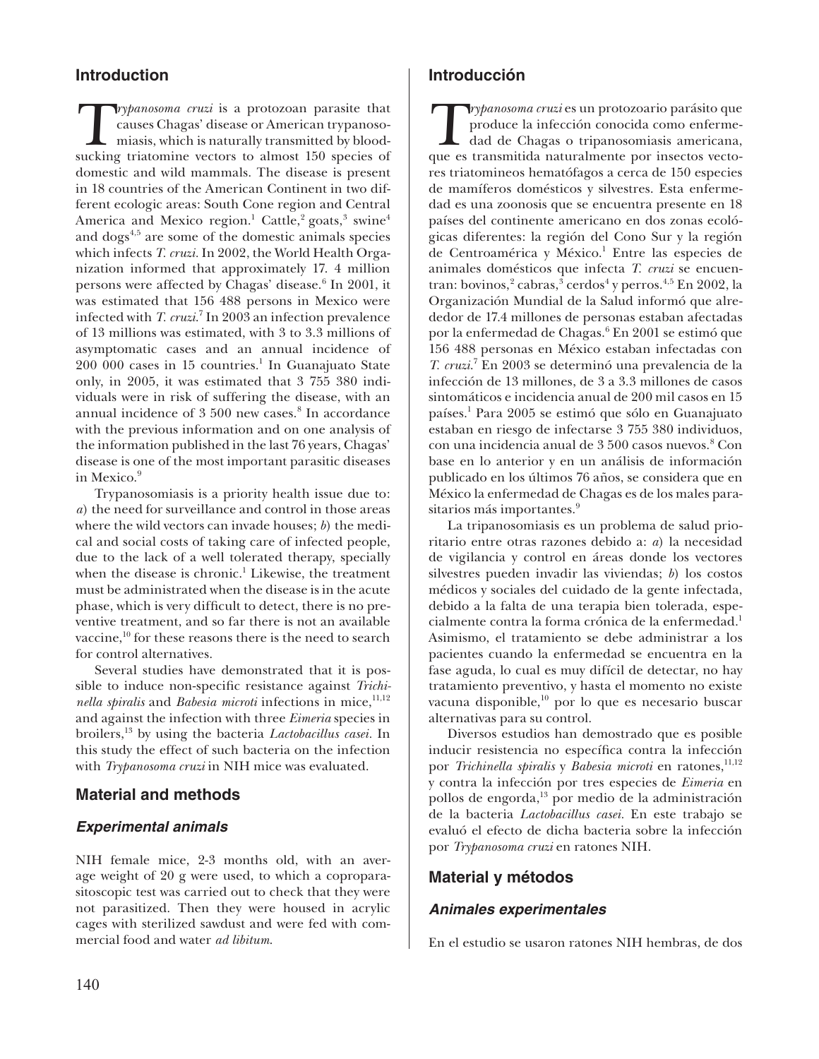## Introduction

*Trypanosoma cruzi* is a protozoan parasite that causes Chagas' disease or American trypanosomiasis, which is naturally transmitted by bloodsucking triatomine vectors to almost 150 species of domestic and wild mammals. The disease is present in 18 countries of the American Continent in two different ecologic areas: South Cone region and Central America and Mexico region.[1] Cattle,[2] goats,[3] swine[4] and dogs[4,5] are some of the domestic animals species which infects *T. cruzi*. In 2002, the World Health Organization informed that approximately 17. 4 million persons were affected by Chagas' disease.[6] In 2001, it was estimated that 156 488 persons in Mexico were infected with *T. cruzi*.[7] In 2003 an infection prevalence of 13 millions was estimated, with 3 to 3.3 millions of asymptomatic cases and an annual incidence of 200 000 cases in 15 countries.[1] In Guanajuato State only, in 2005, it was estimated that 3 755 380 individuals were in risk of suffering the disease, with an annual incidence of 3 500 new cases.[8] In accordance with the previous information and on one analysis of the information published in the last 76 years, Chagas' disease is one of the most important parasitic diseases in Mexico.[9]

Trypanosomiasis is a priority health issue due to: *a*) the need for surveillance and control in those areas where the wild vectors can invade houses; *b*) the medical and social costs of taking care of infected people, due to the lack of a well tolerated therapy, specially when the disease is chronic.[1] Likewise, the treatment must be administrated when the disease is in the acute phase, which is very difficult to detect, there is no preventive treatment, and so far there is not an available vaccine,[10] for these reasons there is the need to search for control alternatives.

Several studies have demonstrated that it is possible to induce non-specific resistance against *Trichinella spiralis* and *Babesia microti* infections in mice,[11,12] and against the infection with three *Eimeria* species in broilers,[13] by using the bacteria *Lactobacillus casei*. In this study the effect of such bacteria on the infection with *Trypanosoma cruzi* in NIH mice was evaluated.

## Material and methods

### *Experimental animals*

NIH female mice, 2-3 months old, with an average weight of 20 g were used, to which a coproparasitoscopic test was carried out to check that they were not parasitized. Then they were housed in acrylic cages with sterilized sawdust and were fed with commercial food and water *ad libitum*.

## Introducción

*Trypanosoma cruzi* es un protozoario parásito que produce la infección conocida como enfermedad de Chagas o tripanosomiasis americana, que es transmitida naturalmente por insectos vectores triatomineos hematófagos a cerca de 150 especies de mamíferos domésticos y silvestres. Esta enfermedad es una zoonosis que se encuentra presente en 18 países del continente americano en dos zonas ecológicas diferentes: la región del Cono Sur y la región de Centroamérica y México.[1] Entre las especies de animales domésticos que infecta *T. cruzi* se encuentran: bovinos,[2] cabras,[3] cerdos[4] y perros.[4,5] En 2002, la Organización Mundial de la Salud informó que alrededor de 17.4 millones de personas estaban afectadas por la enfermedad de Chagas.[6] En 2001 se estimó que 156 488 personas en México estaban infectadas con *T. cruzi*.[7] En 2003 se determinó una prevalencia de la infección de 13 millones, de 3 a 3.3 millones de casos sintomáticos e incidencia anual de 200 mil casos en 15 países.[1] Para 2005 se estimó que sólo en Guanajuato estaban en riesgo de infectarse 3 755 380 individuos, con una incidencia anual de 3 500 casos nuevos.[8] Con base en lo anterior y en un análisis de información publicado en los últimos 76 años, se considera que en México la enfermedad de Chagas es de los males parasitarios más importantes.[9]

La tripanosomiasis es un problema de salud prioritario entre otras razones debido a: *a*) la necesidad de vigilancia y control en áreas donde los vectores silvestres pueden invadir las viviendas; *b*) los costos médicos y sociales del cuidado de la gente infectada, debido a la falta de una terapia bien tolerada, especialmente contra la forma crónica de la enfermedad.[1] Asimismo, el tratamiento se debe administrar a los pacientes cuando la enfermedad se encuentra en la fase aguda, lo cual es muy difícil de detectar, no hay tratamiento preventivo, y hasta el momento no existe vacuna disponible,[10] por lo que es necesario buscar alternativas para su control.

Diversos estudios han demostrado que es posible inducir resistencia no específica contra la infección por *Trichinella spiralis* y *Babesia microti* en ratones,[11,12] y contra la infección por tres especies de *Eimeria* en pollos de engorda,[13] por medio de la administración de la bacteria *Lactobacillus casei*. En este trabajo se evaluó el efecto de dicha bacteria sobre la infección por *Trypanosoma cruzi* en ratones NIH.

## Material y métodos

### *Animales experimentales*

En el estudio se usaron ratones NIH hembras, de dos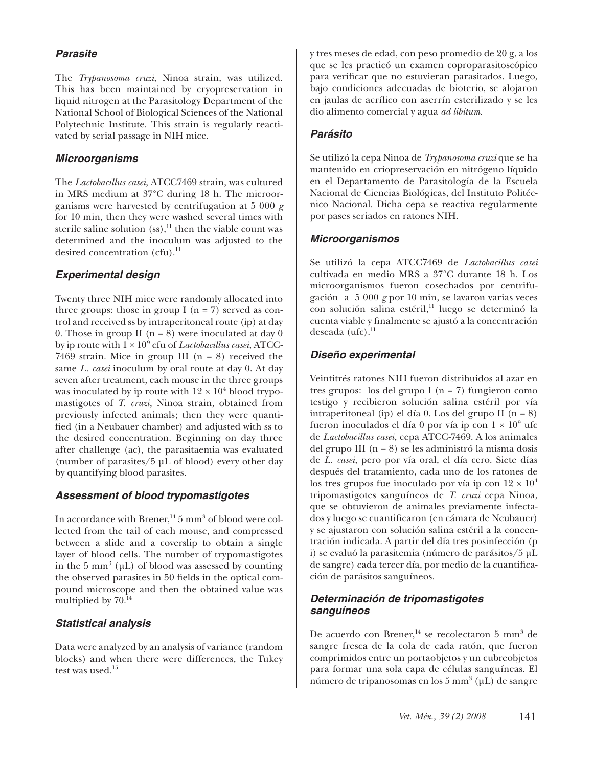### *Parasite*

The *Trypanosoma cruzi*, Ninoa strain, was utilized. This has been maintained by cryopreservation in liquid nitrogen at the Parasitology Department of the National School of Biological Sciences of the National Polytechnic Institute. This strain is regularly reactivated by serial passage in NIH mice.

### *Microorganisms*

The *Lactobacillus casei*, ATCC7469 strain, was cultured in MRS medium at 37°C during 18 h. The microorganisms were harvested by centrifugation at 5 000 *g* for 10 min, then they were washed several times with sterile saline solution (ss),[11] then the viable count was determined and the inoculum was adjusted to the desired concentration (cfu).[11]

### *Experimental design*

Twenty three NIH mice were randomly allocated into three groups: those in group I (n = 7) served as control and received ss by intraperitoneal route (ip) at day 0. Those in group II (n = 8) were inoculated at day 0 by ip route with $1 \times 10^9$ cfu of *Lactobacillus casei*, ATCC-7469 strain. Mice in group III (n = 8) received the same *L. casei* inoculum by oral route at day 0. At day seven after treatment, each mouse in the three groups was inoculated by ip route with $12 \times 10^4$ blood trypomastigotes of *T. cruzi,* Ninoa strain, obtained from previously infected animals; then they were quantified (in a Neubauer chamber) and adjusted with ss to the desired concentration. Beginning on day three after challenge (ac), the parasitaemia was evaluated (number of parasites/5 µL of blood) every other day by quantifying blood parasites.

### *Assessment of blood trypomastigotes*

In accordance with Brener,[14] 5 mm$^3$ of blood were collected from the tail of each mouse, and compressed between a slide and a coverslip to obtain a single layer of blood cells. The number of trypomastigotes in the 5 mm$^3$ (µL) of blood was assessed by counting the observed parasites in 50 fields in the optical compound microscope and then the obtained value was multiplied by 70.[14]

### *Statistical analysis*

Data were analyzed by an analysis of variance (random blocks) and when there were differences, the Tukey test was used.[15]

y tres meses de edad, con peso promedio de 20 g, a los que se les practicó un examen coproparasitoscópico para verificar que no estuvieran parasitados. Luego, bajo condiciones adecuadas de bioterio, se alojaron en jaulas de acrílico con aserrín esterilizado y se les dio alimento comercial y agua *ad libitum*.

### *Parásito*

Se utilizó la cepa Ninoa de *Trypanosoma cruzi* que se ha mantenido en criopreservación en nitrógeno líquido en el Departamento de Parasitología de la Escuela Nacional de Ciencias Biológicas, del Instituto Politécnico Nacional. Dicha cepa se reactiva regularmente por pases seriados en ratones NIH.

### *Microorganismos*

Se utilizó la cepa ATCC7469 de *Lactobacillus casei* cultivada en medio MRS a 37°C durante 18 h. Los microorganismos fueron cosechados por centrifugación a 5 000 *g* por 10 min, se lavaron varias veces con solución salina estéril,[11] luego se determinó la cuenta viable y finalmente se ajustó a la concentración deseada (ufc).[11]

### *Diseño experimental*

Veintitrés ratones NIH fueron distribuidos al azar en tres grupos: los del grupo I (n = 7) fungieron como testigo y recibieron solución salina estéril por vía intraperitoneal (ip) el día 0. Los del grupo II (n = 8) fueron inoculados el día 0 por vía ip con $1 \times 10^9$ ufc de *Lactobacillus casei,* cepa ATCC-7469. A los animales del grupo III (n = 8) se les administró la misma dosis de *L. casei*, pero por vía oral, el día cero. Siete días después del tratamiento, cada uno de los ratones de los tres grupos fue inoculado por vía ip con $12 \times 10^4$ tripomastigotes sanguíneos de *T. cruzi* cepa Ninoa, que se obtuvieron de animales previamente infectados y luego se cuantificaron (en cámara de Neubauer) y se ajustaron con solución salina estéril a la concentración indicada. A partir del día tres posinfección (p i) se evaluó la parasitemia (número de parásitos/5 µL de sangre) cada tercer día, por medio de la cuantificación de parásitos sanguíneos.

### *Determinación de tripomastigotes sanguíneos*

De acuerdo con Brener,[14] se recolectaron 5 mm$^3$ de sangre fresca de la cola de cada ratón, que fueron comprimidos entre un portaobjetos y un cubreobjetos para formar una sola capa de células sanguíneas. El número de tripanosomas en los 5 mm$^3$ (µL) de sangre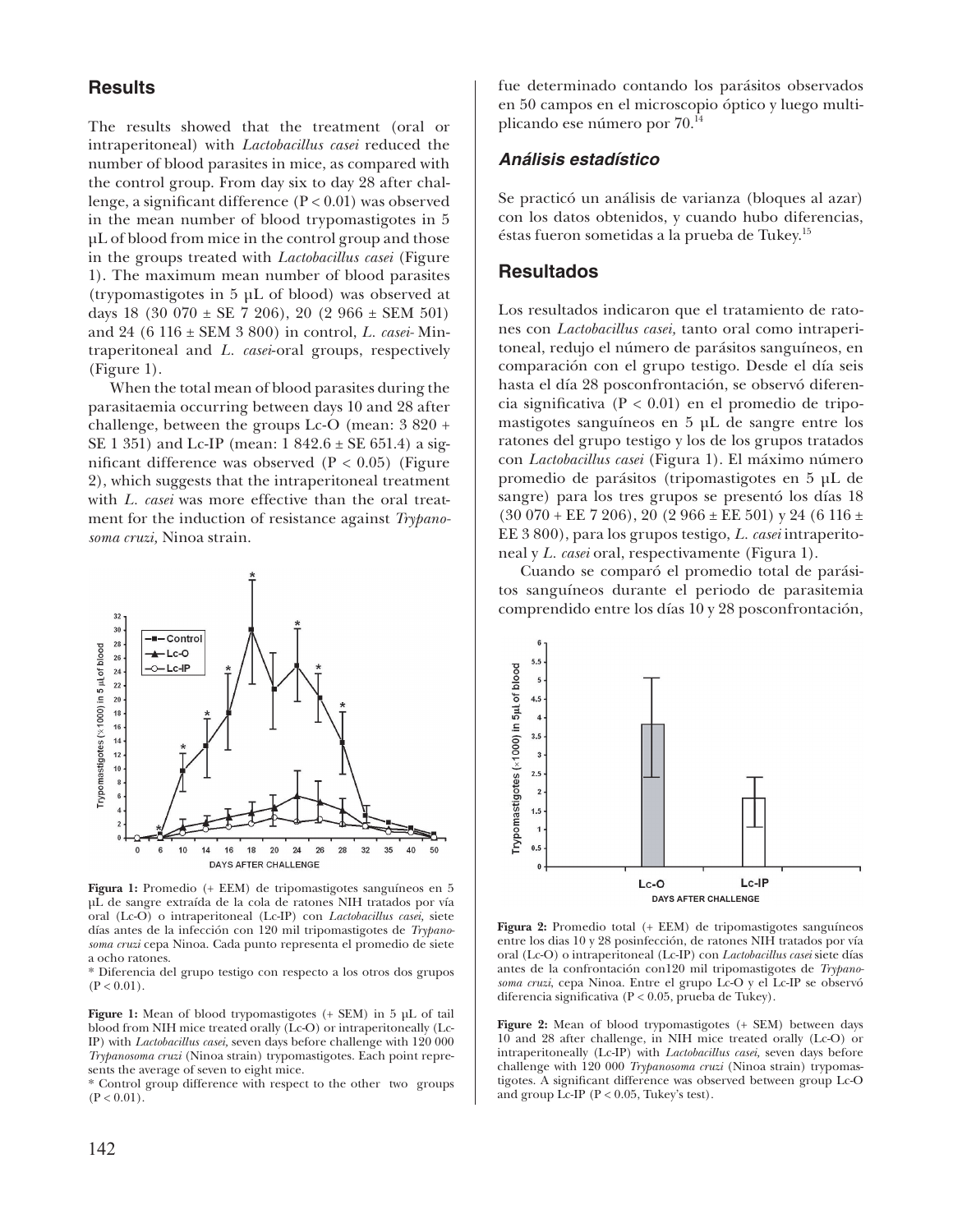## Results

The results showed that the treatment (oral or intraperitoneal) with *Lactobacillus casei* reduced the number of blood parasites in mice, as compared with the control group. From day six to day 28 after challenge, a significant difference ($P < 0.01$) was observed in the mean number of blood trypomastigotes in 5 µL of blood from mice in the control group and those in the groups treated with *Lactobacillus casei* (Figure 1). The maximum mean number of blood parasites (trypomastigotes in 5 µL of blood) was observed at days 18 (30 070 ± SE 7 206), 20 (2 966 ± SEM 501) and 24 (6 116 ± SEM 3 800) in control, *L. casei*- Mintraperitoneal and *L. casei*-oral groups, respectively (Figure 1).

When the total mean of blood parasites during the parasitaemia occurring between days 10 and 28 after challenge, between the groups Lc-O (mean: 3 820 + SE 1 351) and Lc-IP (mean: 1 842.6 ± SE 651.4) a significant difference was observed ($P < 0.05$) (Figure 2), which suggests that the intraperitoneal treatment with *L. casei* was more effective than the oral treatment for the induction of resistance against *Trypanosoma cruzi,* Ninoa strain.

**Figura 1:** Promedio (+ EEM) de tripomastigotes sanguíneos en 5 µL de sangre extraída de la cola de ratones NIH tratados por vía oral (Lc-O) o intraperitoneal (Lc-IP) con *Lactobacillus casei,* siete días antes de la infección con 120 mil tripomastigotes de *Trypanosoma cruzi* cepa Ninoa. Cada punto representa el promedio de siete a ocho ratones.

* Diferencia del grupo testigo con respecto a los otros dos grupos ($P < 0.01$).

**Figure 1:** Mean of blood trypomastigotes (+ SEM) in 5 µL of tail blood from NIH mice treated orally (Lc-O) or intraperitoneally (Lc-IP) with *Lactobacillus casei,* seven days before challenge with 120 000 *Trypanosoma cruzi* (Ninoa strain) trypomastigotes. Each point represents the average of seven to eight mice.

* Control group difference with respect to the other two groups ($P < 0.01$).

fue determinado contando los parásitos observados en 50 campos en el microscopio óptico y luego multiplicando ese número por 70.[14]

### Análisis estadístico

Se practicó un análisis de varianza (bloques al azar) con los datos obtenidos, y cuando hubo diferencias, éstas fueron sometidas a la prueba de Tukey.[15]

## Resultados

Los resultados indicaron que el tratamiento de ratones con *Lactobacillus casei,* tanto oral como intraperitoneal, redujo el número de parásitos sanguíneos, en comparación con el grupo testigo. Desde el día seis hasta el día 28 posconfrontación, se observó diferencia significativa ($P < 0.01$) en el promedio de tripomastigotes sanguíneos en 5 µL de sangre entre los ratones del grupo testigo y los de los grupos tratados con *Lactobacillus casei* (Figura 1). El máximo número promedio de parásitos (tripomastigotes en 5 µL de sangre) para los tres grupos se presentó los días 18 (30 070 + EE 7 206), 20 (2 966 ± EE 501) y 24 (6 116 ± EE 3 800), para los grupos testigo, *L. casei* intraperitoneal y *L. casei* oral, respectivamente (Figura 1).

Cuando se comparó el promedio total de parásitos sanguíneos durante el periodo de parasitemia comprendido entre los días 10 y 28 posconfrontación,

**Figura 2:** Promedio total (+ EEM) de tripomastigotes sanguíneos entre los dias 10 y 28 posinfección, de ratones NIH tratados por vía oral (Lc-O) o intraperitoneal (Lc-IP) con *Lactobacillus casei* siete días antes de la confrontación con120 mil tripomastigotes de *Trypanosoma cruzi*, cepa Ninoa. Entre el grupo Lc-O y el Lc-IP se observó diferencia significativa ($P < 0.05$, prueba de Tukey).

**Figure 2:** Mean of blood trypomastigotes (+ SEM) between days 10 and 28 after challenge, in NIH mice treated orally (Lc-O) or intraperitoneally (Lc-IP) with *Lactobacillus casei,* seven days before challenge with 120 000 *Trypanosoma cruzi* (Ninoa strain) trypomastigotes. A significant difference was observed between group Lc-O and group Lc-IP ($P < 0.05$, Tukey's test).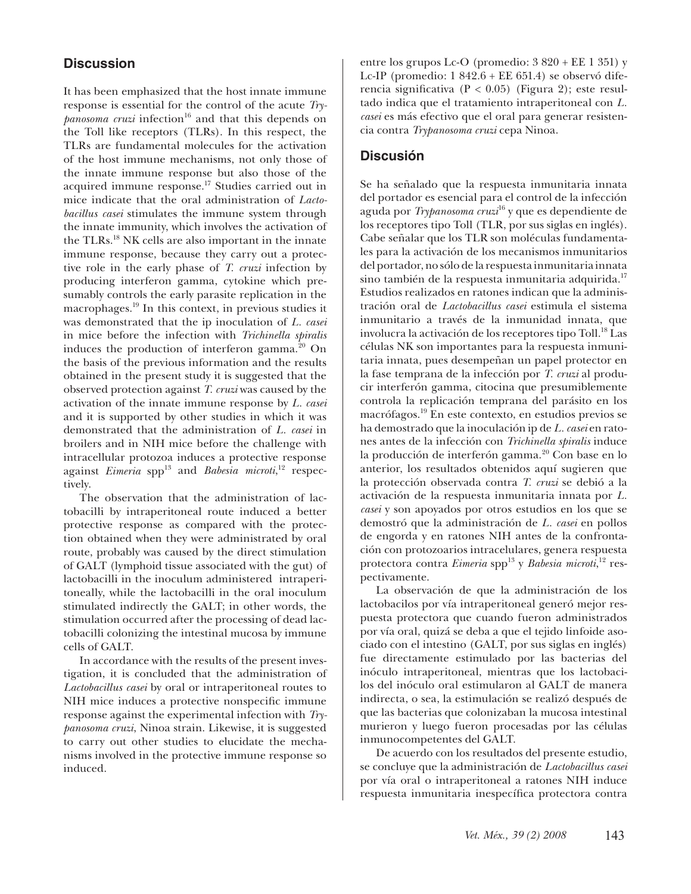## Discussion

It has been emphasized that the host innate immune response is essential for the control of the acute *Trypanosoma cruzi* infection[16] and that this depends on the Toll like receptors (TLRs). In this respect, the TLRs are fundamental molecules for the activation of the host immune mechanisms, not only those of the innate immune response but also those of the acquired immune response.[17] Studies carried out in mice indicate that the oral administration of *Lactobacillus casei* stimulates the immune system through the innate immunity, which involves the activation of the TLRs.[18] NK cells are also important in the innate immune response, because they carry out a protective role in the early phase of *T. cruzi* infection by producing interferon gamma, cytokine which presumably controls the early parasite replication in the macrophages.[19] In this context, in previous studies it was demonstrated that the ip inoculation of *L. casei* in mice before the infection with *Trichinella spiralis* induces the production of interferon gamma.[20] On the basis of the previous information and the results obtained in the present study it is suggested that the observed protection against *T. cruzi* was caused by the activation of the innate immune response by *L. casei* and it is supported by other studies in which it was demonstrated that the administration of *L. casei* in broilers and in NIH mice before the challenge with intracellular protozoa induces a protective response against *Eimeria* spp[13] and *Babesia microti*,[12] respectively.

The observation that the administration of lactobacilli by intraperitoneal route induced a better protective response as compared with the protection obtained when they were administrated by oral route, probably was caused by the direct stimulation of GALT (lymphoid tissue associated with the gut) of lactobacilli in the inoculum administered intraperitoneally, while the lactobacilli in the oral inoculum stimulated indirectly the GALT; in other words, the stimulation occurred after the processing of dead lactobacilli colonizing the intestinal mucosa by immune cells of GALT.

In accordance with the results of the present investigation, it is concluded that the administration of *Lactobacillus casei* by oral or intraperitoneal routes to NIH mice induces a protective nonspecific immune response against the experimental infection with *Trypanosoma cruzi*, Ninoa strain. Likewise, it is suggested to carry out other studies to elucidate the mechanisms involved in the protective immune response so induced.

entre los grupos Lc-O (promedio: 3 820 + EE 1 351) y Lc-IP (promedio: 1 842.6 + EE 651.4) se observó diferencia significativa ($P < 0.05$) (Figura 2); este resultado indica que el tratamiento intraperitoneal con *L. casei* es más efectivo que el oral para generar resistencia contra *Trypanosoma cruzi* cepa Ninoa.

## Discusión

Se ha señalado que la respuesta inmunitaria innata del portador es esencial para el control de la infección aguda por *Trypanosoma cruzi*[16] y que es dependiente de los receptores tipo Toll (TLR, por sus siglas en inglés). Cabe señalar que los TLR son moléculas fundamentales para la activación de los mecanismos inmunitarios del portador, no sólo de la respuesta inmunitaria innata sino también de la respuesta inmunitaria adquirida.[17] Estudios realizados en ratones indican que la administración oral de *Lactobacillus casei* estimula el sistema inmunitario a través de la inmunidad innata, que involucra la activación de los receptores tipo Toll.[18] Las células NK son importantes para la respuesta inmunitaria innata, pues desempeñan un papel protector en la fase temprana de la infección por *T. cruzi* al producir interferón gamma, citocina que presumiblemente controla la replicación temprana del parásito en los macrófagos.[19] En este contexto, en estudios previos se ha demostrado que la inoculación ip de *L. casei* en ratones antes de la infección con *Trichinella spiralis* induce la producción de interferón gamma.[20] Con base en lo anterior, los resultados obtenidos aquí sugieren que la protección observada contra *T. cruzi* se debió a la activación de la respuesta inmunitaria innata por *L. casei* y son apoyados por otros estudios en los que se demostró que la administración de *L. casei* en pollos de engorda y en ratones NIH antes de la confrontación con protozoarios intracelulares, genera respuesta protectora contra *Eimeria* spp[13] y *Babesia microti*,[12] respectivamente.

La observación de que la administración de los lactobacilos por vía intraperitoneal generó mejor respuesta protectora que cuando fueron administrados por vía oral, quizá se deba a que el tejido linfoide asociado con el intestino (GALT, por sus siglas en inglés) fue directamente estimulado por las bacterias del inóculo intraperitoneal, mientras que los lactobacilos del inóculo oral estimularon al GALT de manera indirecta, o sea, la estimulación se realizó después de que las bacterias que colonizaban la mucosa intestinal murieron y luego fueron procesadas por las células inmunocompetentes del GALT.

De acuerdo con los resultados del presente estudio, se concluye que la administración de *Lactobacillus casei* por vía oral o intraperitoneal a ratones NIH induce respuesta inmunitaria inespecífica protectora contra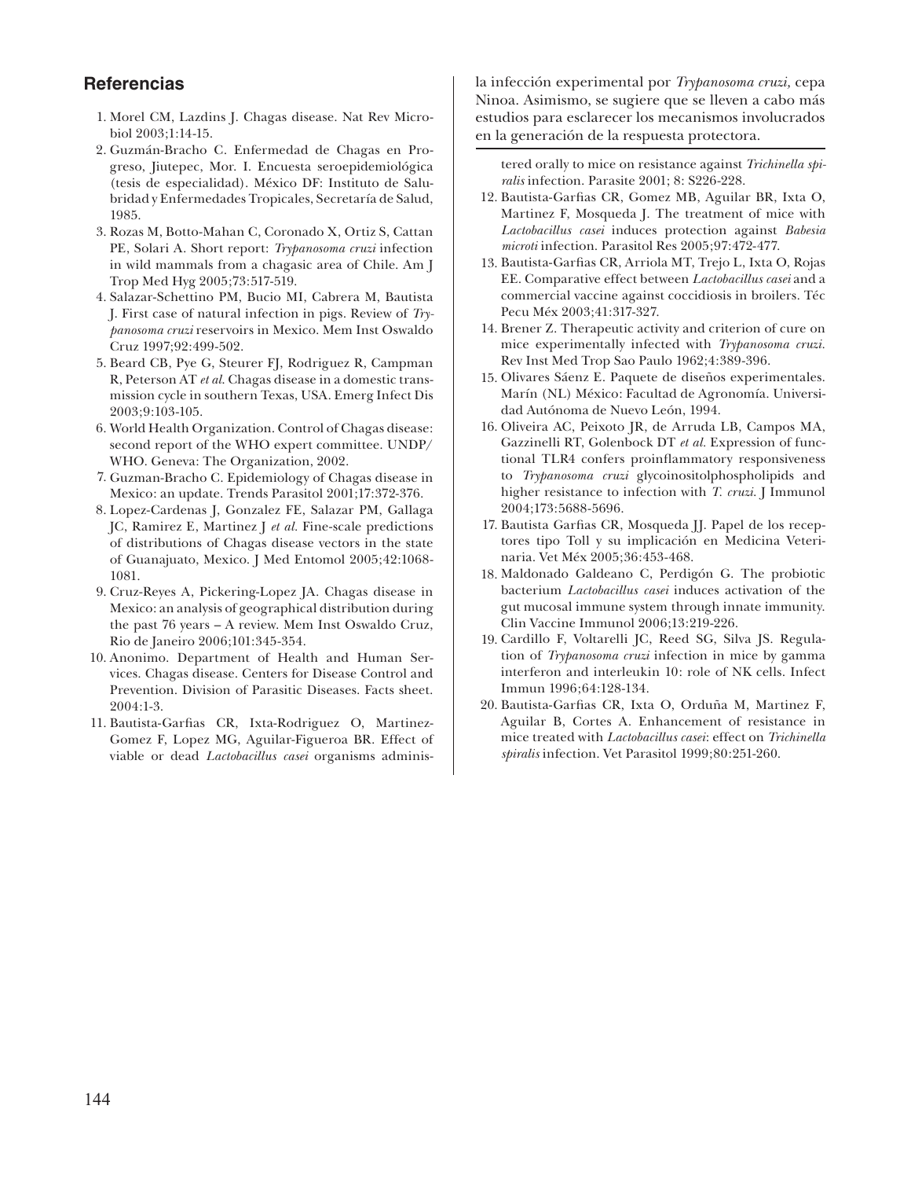la infección experimental por *Trypanosoma cruzi*, cepa Ninoa. Asimismo, se sugiere que se lleven a cabo más estudios para esclarecer los mecanismos involucrados en la generación de la respuesta protectora.

## Referencias

1. Morel CM, Lazdins J. Chagas disease. Nat Rev Microbiol 2003;1:14-15.
2. Guzmán-Bracho C. Enfermedad de Chagas en Progreso, Jiutepec, Mor. I. Encuesta seroepidemiológica (tesis de especialidad). México DF: Instituto de Salubridad y Enfermedades Tropicales, Secretaría de Salud, 1985.
3. Rozas M, Botto-Mahan C, Coronado X, Ortiz S, Cattan PE, Solari A. Short report: *Trypanosoma cruzi* infection in wild mammals from a chagasic area of Chile. Am J Trop Med Hyg 2005;73:517-519.
4. Salazar-Schettino PM, Bucio MI, Cabrera M, Bautista J. First case of natural infection in pigs. Review of *Trypanosoma cruzi* reservoirs in Mexico. Mem Inst Oswaldo Cruz 1997;92:499-502.
5. Beard CB, Pye G, Steurer FJ, Rodriguez R, Campman R, Peterson AT *et al*. Chagas disease in a domestic transmission cycle in southern Texas, USA. Emerg Infect Dis 2003;9:103-105.
6. World Health Organization. Control of Chagas disease: second report of the WHO expert committee. UNDP/WHO. Geneva: The Organization, 2002.
7. Guzman-Bracho C. Epidemiology of Chagas disease in Mexico: an update. Trends Parasitol 2001;17:372-376.
8. Lopez-Cardenas J, Gonzalez FE, Salazar PM, Gallaga JC, Ramirez E, Martinez J *et al.* Fine-scale predictions of distributions of Chagas disease vectors in the state of Guanajuato, Mexico. J Med Entomol 2005;42:1068-1081.
9. Cruz-Reyes A, Pickering-Lopez JA. Chagas disease in Mexico: an analysis of geographical distribution during the past 76 years – A review. Mem Inst Oswaldo Cruz, Rio de Janeiro 2006;101:345-354.
10. Anonimo. Department of Health and Human Services. Chagas disease. Centers for Disease Control and Prevention. Division of Parasitic Diseases. Facts sheet. 2004:1-3.
11. Bautista-Garfias CR, Ixta-Rodriguez O, Martinez-Gomez F, Lopez MG, Aguilar-Figueroa BR. Effect of viable or dead *Lactobacillus casei* organisms administered orally to mice on resistance against *Trichinella spiralis* infection. Parasite 2001; 8: S226-228.
12. Bautista-Garfias CR, Gomez MB, Aguilar BR, Ixta O, Martinez F, Mosqueda J. The treatment of mice with *Lactobacillus casei* induces protection against *Babesia microti* infection. Parasitol Res 2005;97:472-477.
13. Bautista-Garfias CR, Arriola MT, Trejo L, Ixta O, Rojas EE. Comparative effect between *Lactobacillus casei* and a commercial vaccine against coccidiosis in broilers. Téc Pecu Méx 2003;41:317-327.
14. Brener Z. Therapeutic activity and criterion of cure on mice experimentally infected with *Trypanosoma cruzi*. Rev Inst Med Trop Sao Paulo 1962;4:389-396.
15. Olivares Sáenz E. Paquete de diseños experimentales. Marín (NL) México: Facultad de Agronomía. Universidad Autónoma de Nuevo León, 1994.
16. Oliveira AC, Peixoto JR, de Arruda LB, Campos MA, Gazzinelli RT, Golenbock DT *et al.* Expression of functional TLR4 confers proinflammatory responsiveness to *Trypanosoma cruzi* glycoinositolphospholipids and higher resistance to infection with *T. cruzi*. J Immunol 2004;173:5688-5696.
17. Bautista Garfias CR, Mosqueda JJ. Papel de los receptores tipo Toll y su implicación en Medicina Veterinaria. Vet Méx 2005;36:453-468.
18. Maldonado Galdeano C, Perdigón G. The probiotic bacterium *Lactobacillus casei* induces activation of the gut mucosal immune system through innate immunity. Clin Vaccine Immunol 2006;13:219-226.
19. Cardillo F, Voltarelli JC, Reed SG, Silva JS. Regulation of *Trypanosoma cruzi* infection in mice by gamma interferon and interleukin 10: role of NK cells. Infect Immun 1996;64:128-134.
20. Bautista-Garfias CR, Ixta O, Orduña M, Martinez F, Aguilar B, Cortes A. Enhancement of resistance in mice treated with *Lactobacillus casei*: effect on *Trichinella spiralis* infection. Vet Parasitol 1999;80:251-260.